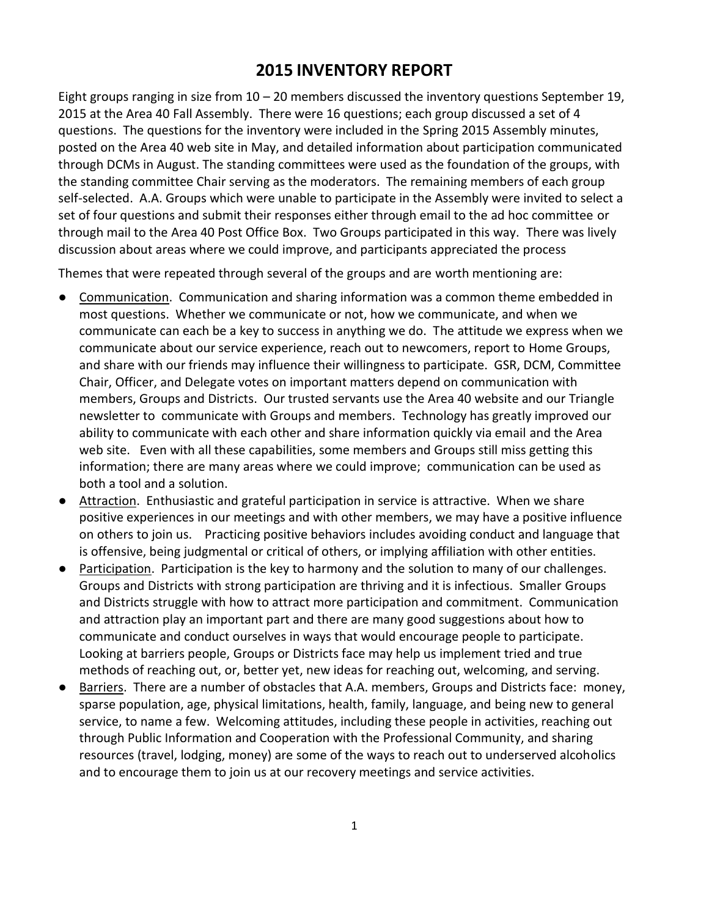# 2015 INVENTORY REPORT

Eight groups ranging in size from 10 – 20 members discussed the inventory questions September 19, 2015 at the Area 40 Fall Assembly. There were 16 questions; each group discussed a set of 4 questions. The questions for the inventory were included in the Spring 2015 Assembly minutes, posted on the Area 40 web site in May, and detailed information about participation communicated through DCMs in August. The standing committees were used as the foundation of the groups, with the standing committee Chair serving as the moderators. The remaining members of each group self-selected. A.A. Groups which were unable to participate in the Assembly were invited to select a set of four questions and submit their responses either through email to the ad hoc committee or through mail to the Area 40 Post Office Box. Two Groups participated in this way. There was lively discussion about areas where we could improve, and participants appreciated the process

Themes that were repeated through several of the groups and are worth mentioning are:

- Communication. Communication and sharing information was a common theme embedded in most questions. Whether we communicate or not, how we communicate, and when we communicate can each be a key to success in anything we do. The attitude we express when we communicate about our service experience, reach out to newcomers, report to Home Groups, and share with our friends may influence their willingness to participate. GSR, DCM, Committee Chair, Officer, and Delegate votes on important matters depend on communication with members, Groups and Districts. Our trusted servants use the Area 40 website and our Triangle newsletter to communicate with Groups and members. Technology has greatly improved our ability to communicate with each other and share information quickly via email and the Area web site. Even with all these capabilities, some members and Groups still miss getting this information; there are many areas where we could improve; communication can be used as both a tool and a solution.
- Attraction. Enthusiastic and grateful participation in service is attractive. When we share positive experiences in our meetings and with other members, we may have a positive influence on others to join us. Practicing positive behaviors includes avoiding conduct and language that is offensive, being judgmental or critical of others, or implying affiliation with other entities.
- Participation. Participation is the key to harmony and the solution to many of our challenges. Groups and Districts with strong participation are thriving and it is infectious. Smaller Groups and Districts struggle with how to attract more participation and commitment. Communication and attraction play an important part and there are many good suggestions about how to communicate and conduct ourselves in ways that would encourage people to participate. Looking at barriers people, Groups or Districts face may help us implement tried and true methods of reaching out, or, better yet, new ideas for reaching out, welcoming, and serving.
- Barriers. There are a number of obstacles that A.A. members, Groups and Districts face: money, sparse population, age, physical limitations, health, family, language, and being new to general service, to name a few. Welcoming attitudes, including these people in activities, reaching out through Public Information and Cooperation with the Professional Community, and sharing resources (travel, lodging, money) are some of the ways to reach out to underserved alcoholics and to encourage them to join us at our recovery meetings and service activities.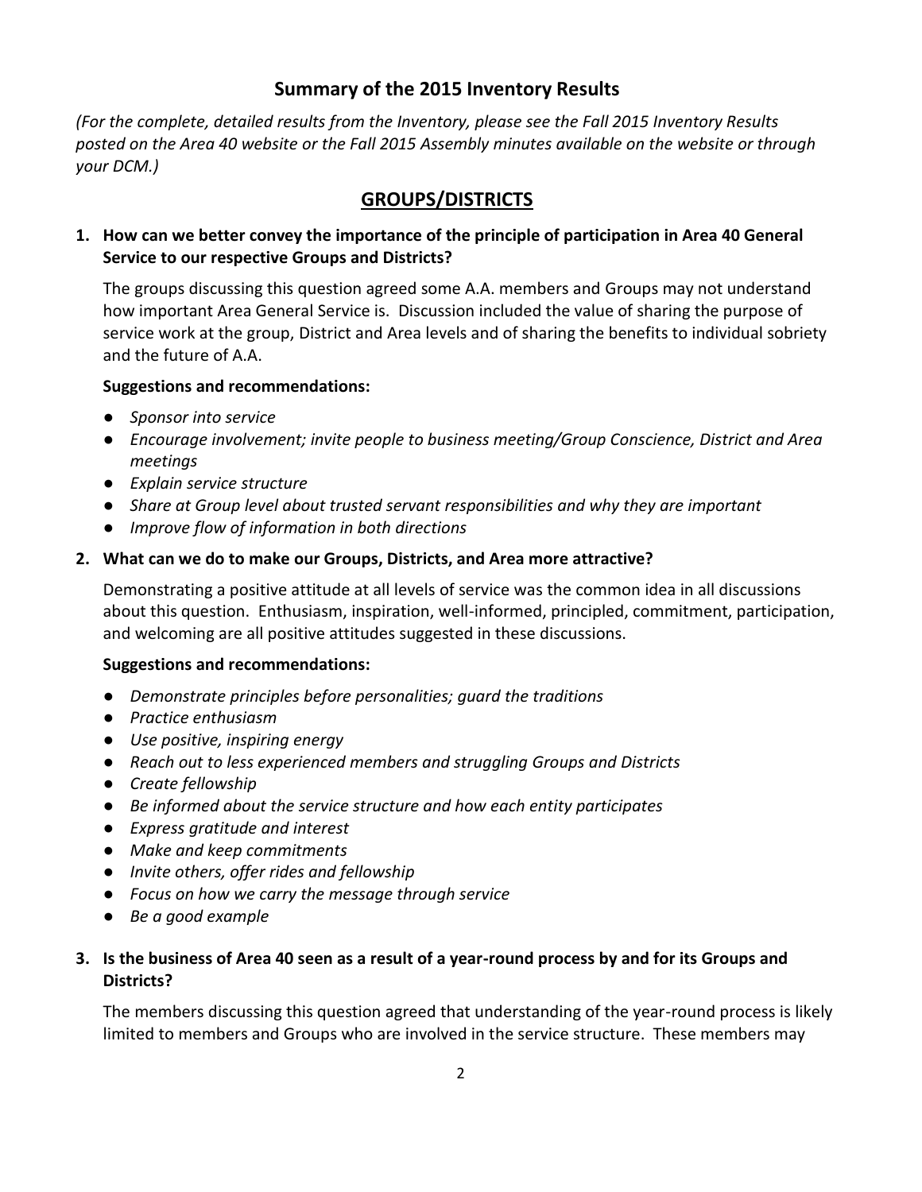# Summary of the 2015 Inventory Results

*(For the complete, detailed results from the Inventory, please see the Fall 2015 Inventory Results posted on the Area 40 website or the Fall 2015 Assembly minutes available on the website or through your DCM.)*

## GROUPS/DISTRICTS

### 1. How can we better convey the importance of the principle of participation in Area 40 General Service to our respective Groups and Districts?

The groups discussing this question agreed some A.A. members and Groups may not understand how important Area General Service is. Discussion included the value of sharing the purpose of service work at the group, District and Area levels and of sharing the benefits to individual sobriety and the future of A.A.

**Suggestions and recommendations:**

- *Sponsor into service*
- *Encourage involvement; invite people to business meeting/Group Conscience, District and Area meetings*
- *Explain service structure*
- *Share at Group level about trusted servant responsibilities and why they are important*
- *Improve flow of information in both directions*

### 2. What can we do to make our Groups, Districts, and Area more attractive?

Demonstrating a positive attitude at all levels of service was the common idea in all discussions about this question. Enthusiasm, inspiration, well-informed, principled, commitment, participation, and welcoming are all positive attitudes suggested in these discussions.

**Suggestions and recommendations:**

- *Demonstrate principles before personalities; guard the traditions*
- *Practice enthusiasm*
- *Use positive, inspiring energy*
- *Reach out to less experienced members and struggling Groups and Districts*
- *Create fellowship*
- *Be informed about the service structure and how each entity participates*
- *Express gratitude and interest*
- *Make and keep commitments*
- *Invite others, offer rides and fellowship*
- *Focus on how we carry the message through service*
- *Be a good example*

### 3. Is the business of Area 40 seen as a result of a year-round process by and for its Groups and Districts?

The members discussing this question agreed that understanding of the year-round process is likely limited to members and Groups who are involved in the service structure. These members may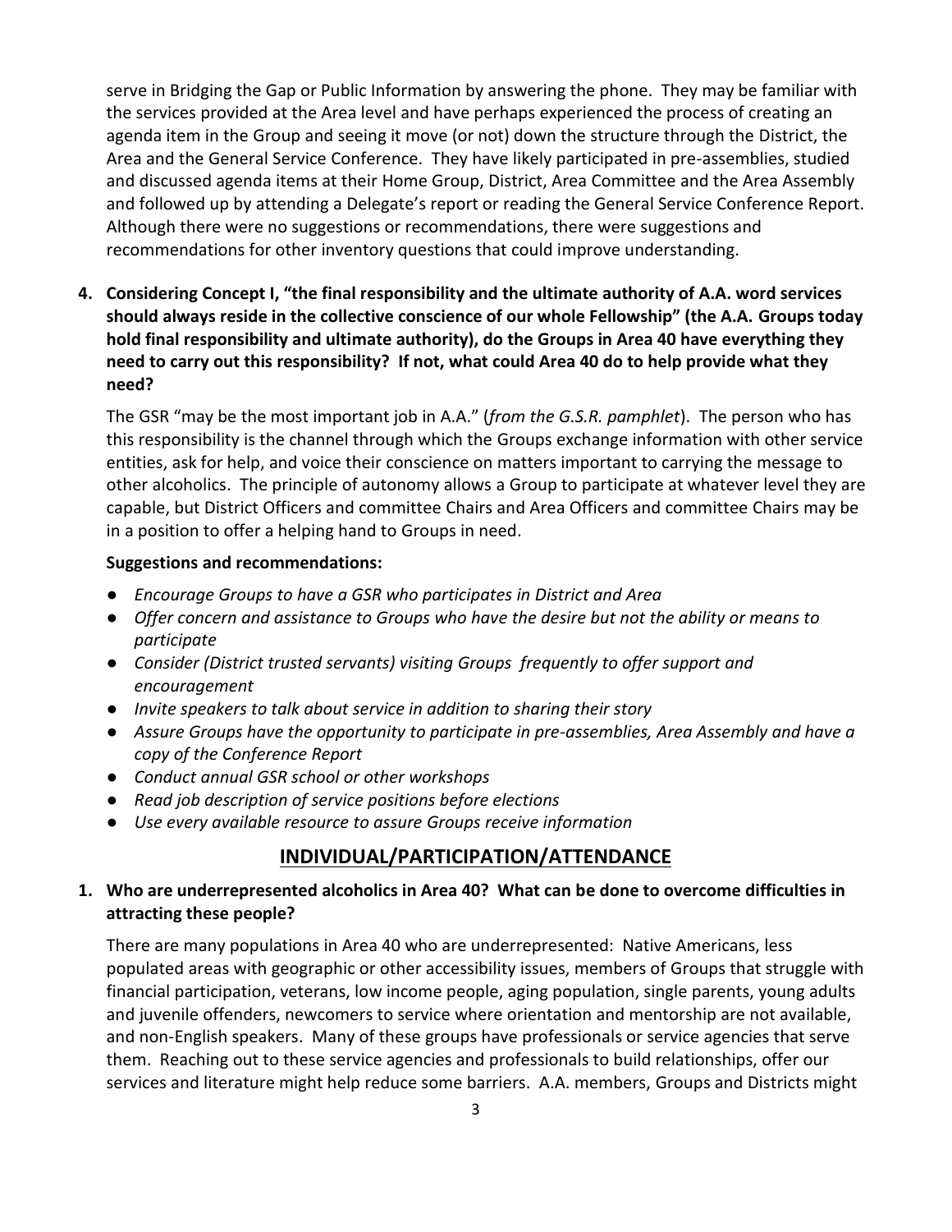serve in Bridging the Gap or Public Information by answering the phone. They may be familiar with the services provided at the Area level and have perhaps experienced the process of creating an agenda item in the Group and seeing it move (or not) down the structure through the District, the Area and the General Service Conference. They have likely participated in pre-assemblies, studied and discussed agenda items at their Home Group, District, Area Committee and the Area Assembly and followed up by attending a Delegate's report or reading the General Service Conference Report. Although there were no suggestions or recommendations, there were suggestions and recommendations for other inventory questions that could improve understanding.

4. **Considering Concept I, "the final responsibility and the ultimate authority of A.A. word services should always reside in the collective conscience of our whole Fellowship" (the A.A. Groups today hold final responsibility and ultimate authority), do the Groups in Area 40 have everything they need to carry out this responsibility? If not, what could Area 40 do to help provide what they need?**

   The GSR "may be the most important job in A.A." (*from the G.S.R. pamphlet*). The person who has this responsibility is the channel through which the Groups exchange information with other service entities, ask for help, and voice their conscience on matters important to carrying the message to other alcoholics. The principle of autonomy allows a Group to participate at whatever level they are capable, but District Officers and committee Chairs and Area Officers and committee Chairs may be in a position to offer a helping hand to Groups in need.

   **Suggestions and recommendations:**

   - *Encourage Groups to have a GSR who participates in District and Area*
   - *Offer concern and assistance to Groups who have the desire but not the ability or means to participate*
   - *Consider (District trusted servants) visiting Groups frequently to offer support and encouragement*
   - *Invite speakers to talk about service in addition to sharing their story*
   - *Assure Groups have the opportunity to participate in pre-assemblies, Area Assembly and have a copy of the Conference Report*
   - *Conduct annual GSR school or other workshops*
   - *Read job description of service positions before elections*
   - *Use every available resource to assure Groups receive information*

## INDIVIDUAL/PARTICIPATION/ATTENDANCE

1. **Who are underrepresented alcoholics in Area 40? What can be done to overcome difficulties in attracting these people?**

   There are many populations in Area 40 who are underrepresented: Native Americans, less populated areas with geographic or other accessibility issues, members of Groups that struggle with financial participation, veterans, low income people, aging population, single parents, young adults and juvenile offenders, newcomers to service where orientation and mentorship are not available, and non-English speakers. Many of these groups have professionals or service agencies that serve them. Reaching out to these service agencies and professionals to build relationships, offer our services and literature might help reduce some barriers. A.A. members, Groups and Districts might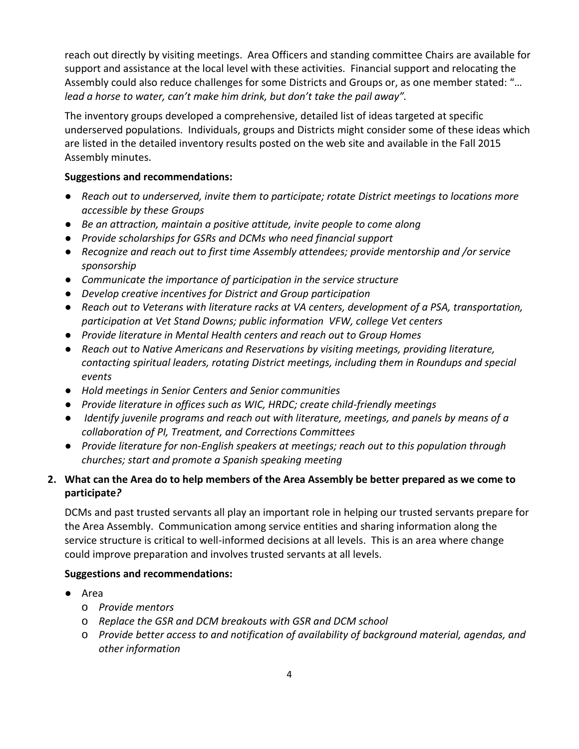reach out directly by visiting meetings. Area Officers and standing committee Chairs are available for support and assistance at the local level with these activities. Financial support and relocating the Assembly could also reduce challenges for some Districts and Groups or, as one member stated: "*… lead a horse to water, can't make him drink, but don't take the pail away".*

The inventory groups developed a comprehensive, detailed list of ideas targeted at specific underserved populations. Individuals, groups and Districts might consider some of these ideas which are listed in the detailed inventory results posted on the web site and available in the Fall 2015 Assembly minutes.

**Suggestions and recommendations:**

- *Reach out to underserved, invite them to participate; rotate District meetings to locations more accessible by these Groups*
- *Be an attraction, maintain a positive attitude, invite people to come along*
- *Provide scholarships for GSRs and DCMs who need financial support*
- *Recognize and reach out to first time Assembly attendees; provide mentorship and /or service sponsorship*
- *Communicate the importance of participation in the service structure*
- *Develop creative incentives for District and Group participation*
- *Reach out to Veterans with literature racks at VA centers, development of a PSA, transportation, participation at Vet Stand Downs; public information VFW, college Vet centers*
- *Provide literature in Mental Health centers and reach out to Group Homes*
- *Reach out to Native Americans and Reservations by visiting meetings, providing literature, contacting spiritual leaders, rotating District meetings, including them in Roundups and special events*
- *Hold meetings in Senior Centers and Senior communities*
- *Provide literature in offices such as WIC, HRDC; create child-friendly meetings*
- *Identify juvenile programs and reach out with literature, meetings, and panels by means of a collaboration of PI, Treatment, and Corrections Committees*
- *Provide literature for non-English speakers at meetings; reach out to this population through churches; start and promote a Spanish speaking meeting*

**2. What can the Area do to help members of the Area Assembly be better prepared as we come to participate?**

DCMs and past trusted servants all play an important role in helping our trusted servants prepare for the Area Assembly. Communication among service entities and sharing information along the service structure is critical to well-informed decisions at all levels. This is an area where change could improve preparation and involves trusted servants at all levels.

**Suggestions and recommendations:**

- Area
  - *Provide mentors*
  - *Replace the GSR and DCM breakouts with GSR and DCM school*
  - *Provide better access to and notification of availability of background material, agendas, and other information*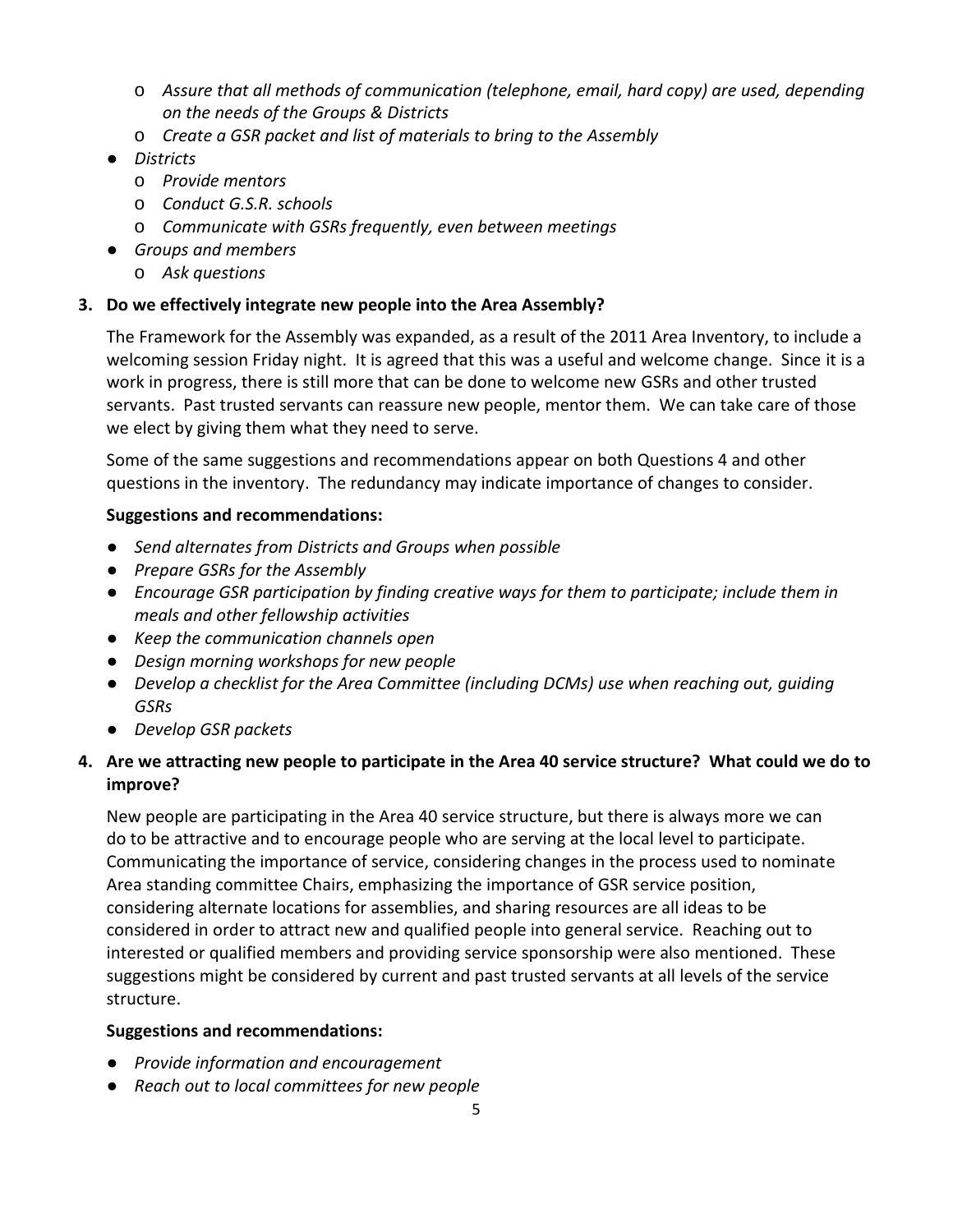- *Assure that all methods of communication (telephone, email, hard copy) are used, depending on the needs of the Groups & Districts*
  - *Create a GSR packet and list of materials to bring to the Assembly*
- *Districts*
  - *Provide mentors*
  - *Conduct G.S.R. schools*
  - *Communicate with GSRs frequently, even between meetings*
- *Groups and members*
  - *Ask questions*

**3. Do we effectively integrate new people into the Area Assembly?**

The Framework for the Assembly was expanded, as a result of the 2011 Area Inventory, to include a welcoming session Friday night. It is agreed that this was a useful and welcome change. Since it is a work in progress, there is still more that can be done to welcome new GSRs and other trusted servants. Past trusted servants can reassure new people, mentor them. We can take care of those we elect by giving them what they need to serve.

Some of the same suggestions and recommendations appear on both Questions 4 and other questions in the inventory. The redundancy may indicate importance of changes to consider.

**Suggestions and recommendations:**

- *Send alternates from Districts and Groups when possible*
- *Prepare GSRs for the Assembly*
- *Encourage GSR participation by finding creative ways for them to participate; include them in meals and other fellowship activities*
- *Keep the communication channels open*
- *Design morning workshops for new people*
- *Develop a checklist for the Area Committee (including DCMs) use when reaching out, guiding GSRs*
- *Develop GSR packets*

**4. Are we attracting new people to participate in the Area 40 service structure? What could we do to improve?**

New people are participating in the Area 40 service structure, but there is always more we can do to be attractive and to encourage people who are serving at the local level to participate. Communicating the importance of service, considering changes in the process used to nominate Area standing committee Chairs, emphasizing the importance of GSR service position, considering alternate locations for assemblies, and sharing resources are all ideas to be considered in order to attract new and qualified people into general service. Reaching out to interested or qualified members and providing service sponsorship were also mentioned. These suggestions might be considered by current and past trusted servants at all levels of the service structure.

**Suggestions and recommendations:**

- *Provide information and encouragement*
- *Reach out to local committees for new people*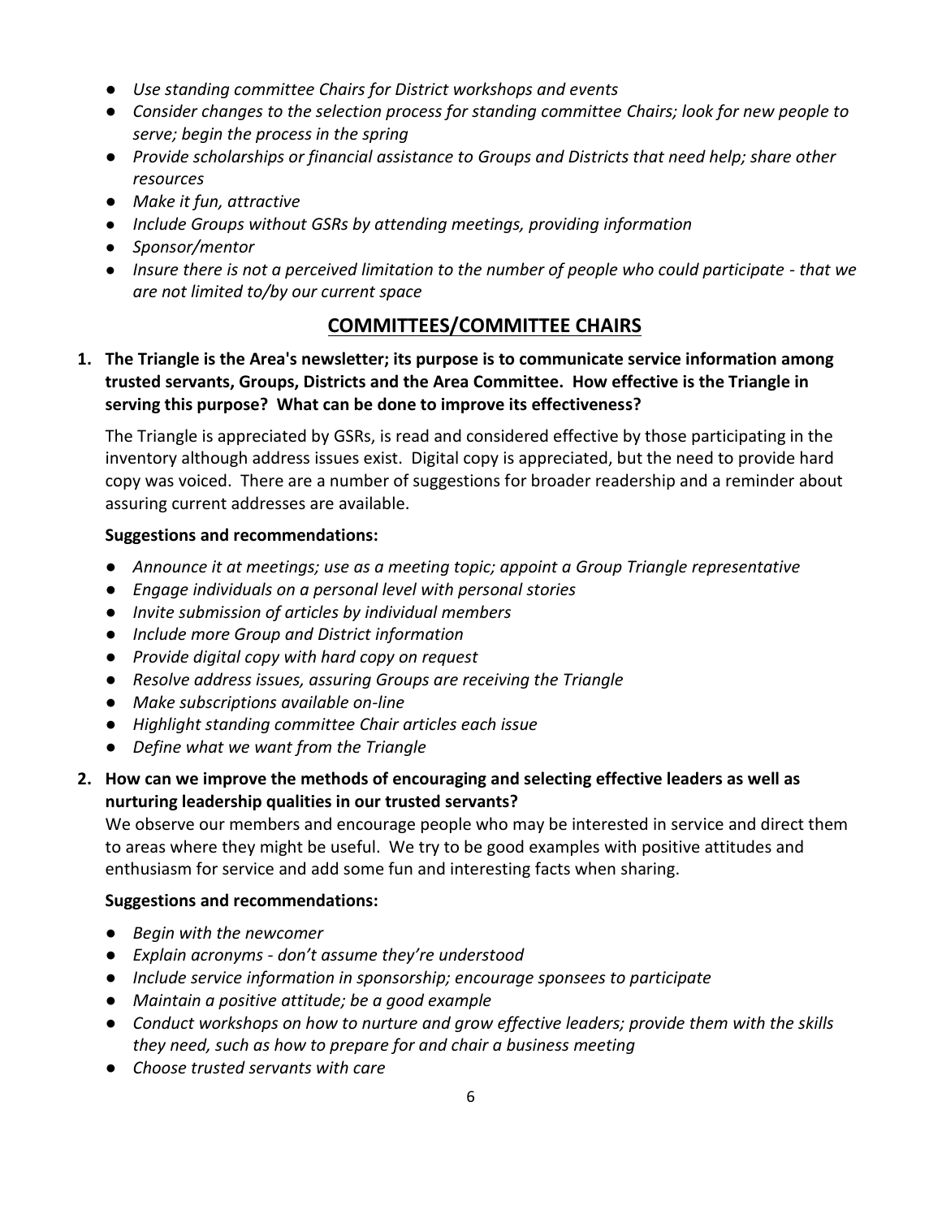- *Use standing committee Chairs for District workshops and events*
- *Consider changes to the selection process for standing committee Chairs; look for new people to serve; begin the process in the spring*
- *Provide scholarships or financial assistance to Groups and Districts that need help; share other resources*
- *Make it fun, attractive*
- *Include Groups without GSRs by attending meetings, providing information*
- *Sponsor/mentor*
- *Insure there is not a perceived limitation to the number of people who could participate - that we are not limited to/by our current space*

## COMMITTEES/COMMITTEE CHAIRS

**1. The Triangle is the Area's newsletter; its purpose is to communicate service information among trusted servants, Groups, Districts and the Area Committee. How effective is the Triangle in serving this purpose? What can be done to improve its effectiveness?**

The Triangle is appreciated by GSRs, is read and considered effective by those participating in the inventory although address issues exist. Digital copy is appreciated, but the need to provide hard copy was voiced. There are a number of suggestions for broader readership and a reminder about assuring current addresses are available.

**Suggestions and recommendations:**

- *Announce it at meetings; use as a meeting topic; appoint a Group Triangle representative*
- *Engage individuals on a personal level with personal stories*
- *Invite submission of articles by individual members*
- *Include more Group and District information*
- *Provide digital copy with hard copy on request*
- *Resolve address issues, assuring Groups are receiving the Triangle*
- *Make subscriptions available on-line*
- *Highlight standing committee Chair articles each issue*
- *Define what we want from the Triangle*

**2. How can we improve the methods of encouraging and selecting effective leaders as well as nurturing leadership qualities in our trusted servants?**

We observe our members and encourage people who may be interested in service and direct them to areas where they might be useful. We try to be good examples with positive attitudes and enthusiasm for service and add some fun and interesting facts when sharing.

**Suggestions and recommendations:**

- *Begin with the newcomer*
- *Explain acronyms - don't assume they're understood*
- *Include service information in sponsorship; encourage sponsees to participate*
- *Maintain a positive attitude; be a good example*
- *Conduct workshops on how to nurture and grow effective leaders; provide them with the skills they need, such as how to prepare for and chair a business meeting*
- *Choose trusted servants with care*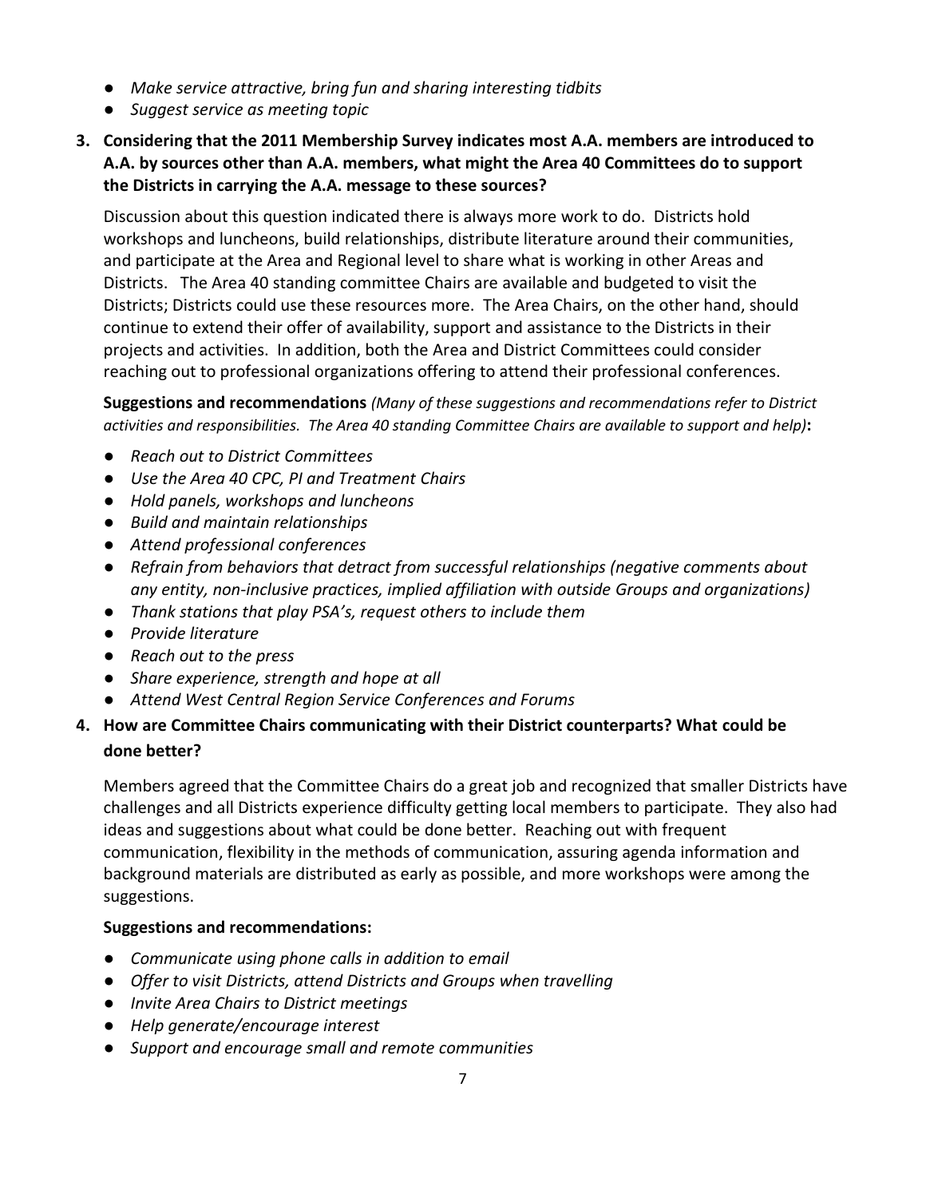- *Make service attractive, bring fun and sharing interesting tidbits*
- *Suggest service as meeting topic*

**3. Considering that the 2011 Membership Survey indicates most A.A. members are introduced to A.A. by sources other than A.A. members, what might the Area 40 Committees do to support the Districts in carrying the A.A. message to these sources?**

Discussion about this question indicated there is always more work to do. Districts hold workshops and luncheons, build relationships, distribute literature around their communities, and participate at the Area and Regional level to share what is working in other Areas and Districts. The Area 40 standing committee Chairs are available and budgeted to visit the Districts; Districts could use these resources more. The Area Chairs, on the other hand, should continue to extend their offer of availability, support and assistance to the Districts in their projects and activities. In addition, both the Area and District Committees could consider reaching out to professional organizations offering to attend their professional conferences.

**Suggestions and recommendations** *(Many of these suggestions and recommendations refer to District activities and responsibilities. The Area 40 standing Committee Chairs are available to support and help)***:**

- *Reach out to District Committees*
- *Use the Area 40 CPC, PI and Treatment Chairs*
- *Hold panels, workshops and luncheons*
- *Build and maintain relationships*
- *Attend professional conferences*
- *Refrain from behaviors that detract from successful relationships (negative comments about any entity, non-inclusive practices, implied affiliation with outside Groups and organizations)*
- *Thank stations that play PSA's, request others to include them*
- *Provide literature*
- *Reach out to the press*
- *Share experience, strength and hope at all*
- *Attend West Central Region Service Conferences and Forums*

**4. How are Committee Chairs communicating with their District counterparts? What could be done better?**

Members agreed that the Committee Chairs do a great job and recognized that smaller Districts have challenges and all Districts experience difficulty getting local members to participate. They also had ideas and suggestions about what could be done better. Reaching out with frequent communication, flexibility in the methods of communication, assuring agenda information and background materials are distributed as early as possible, and more workshops were among the suggestions.

**Suggestions and recommendations:**

- *Communicate using phone calls in addition to email*
- *Offer to visit Districts, attend Districts and Groups when travelling*
- *Invite Area Chairs to District meetings*
- *Help generate/encourage interest*
- *Support and encourage small and remote communities*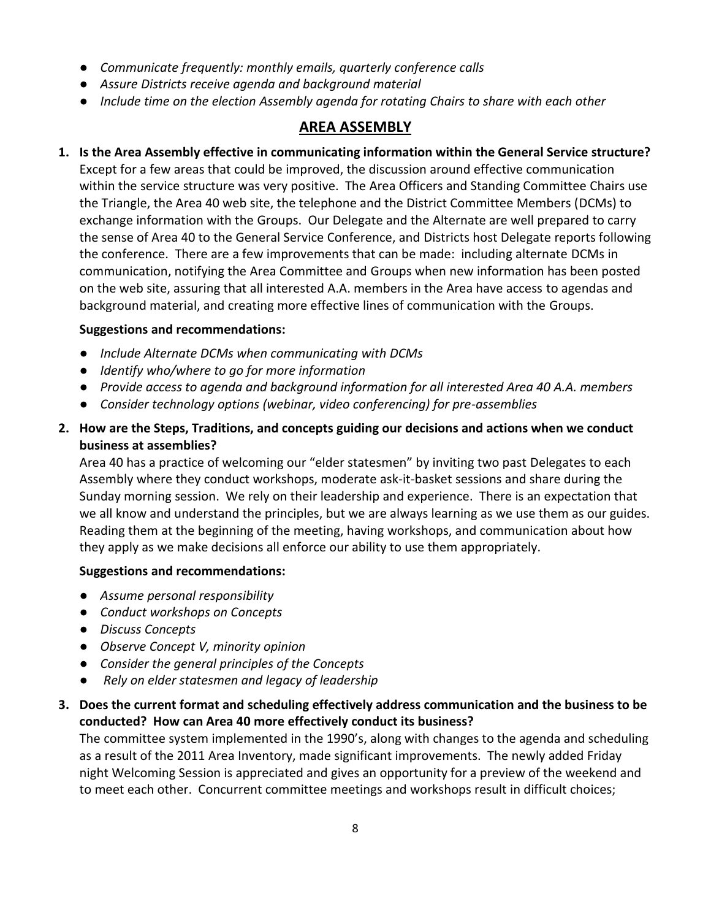- *Communicate frequently: monthly emails, quarterly conference calls*
- *Assure Districts receive agenda and background material*
- *Include time on the election Assembly agenda for rotating Chairs to share with each other*

## AREA ASSEMBLY

**1. Is the Area Assembly effective in communicating information within the General Service structure?**

Except for a few areas that could be improved, the discussion around effective communication within the service structure was very positive. The Area Officers and Standing Committee Chairs use the Triangle, the Area 40 web site, the telephone and the District Committee Members (DCMs) to exchange information with the Groups. Our Delegate and the Alternate are well prepared to carry the sense of Area 40 to the General Service Conference, and Districts host Delegate reports following the conference. There are a few improvements that can be made: including alternate DCMs in communication, notifying the Area Committee and Groups when new information has been posted on the web site, assuring that all interested A.A. members in the Area have access to agendas and background material, and creating more effective lines of communication with the Groups.

**Suggestions and recommendations:**

- *Include Alternate DCMs when communicating with DCMs*
- *Identify who/where to go for more information*
- *Provide access to agenda and background information for all interested Area 40 A.A. members*
- *Consider technology options (webinar, video conferencing) for pre-assemblies*

**2. How are the Steps, Traditions, and concepts guiding our decisions and actions when we conduct business at assemblies?**

Area 40 has a practice of welcoming our "elder statesmen" by inviting two past Delegates to each Assembly where they conduct workshops, moderate ask-it-basket sessions and share during the Sunday morning session. We rely on their leadership and experience. There is an expectation that we all know and understand the principles, but we are always learning as we use them as our guides. Reading them at the beginning of the meeting, having workshops, and communication about how they apply as we make decisions all enforce our ability to use them appropriately.

**Suggestions and recommendations:**

- *Assume personal responsibility*
- *Conduct workshops on Concepts*
- *Discuss Concepts*
- *Observe Concept V, minority opinion*
- *Consider the general principles of the Concepts*
- *Rely on elder statesmen and legacy of leadership*

**3. Does the current format and scheduling effectively address communication and the business to be conducted? How can Area 40 more effectively conduct its business?**

The committee system implemented in the 1990's, along with changes to the agenda and scheduling as a result of the 2011 Area Inventory, made significant improvements. The newly added Friday night Welcoming Session is appreciated and gives an opportunity for a preview of the weekend and to meet each other. Concurrent committee meetings and workshops result in difficult choices;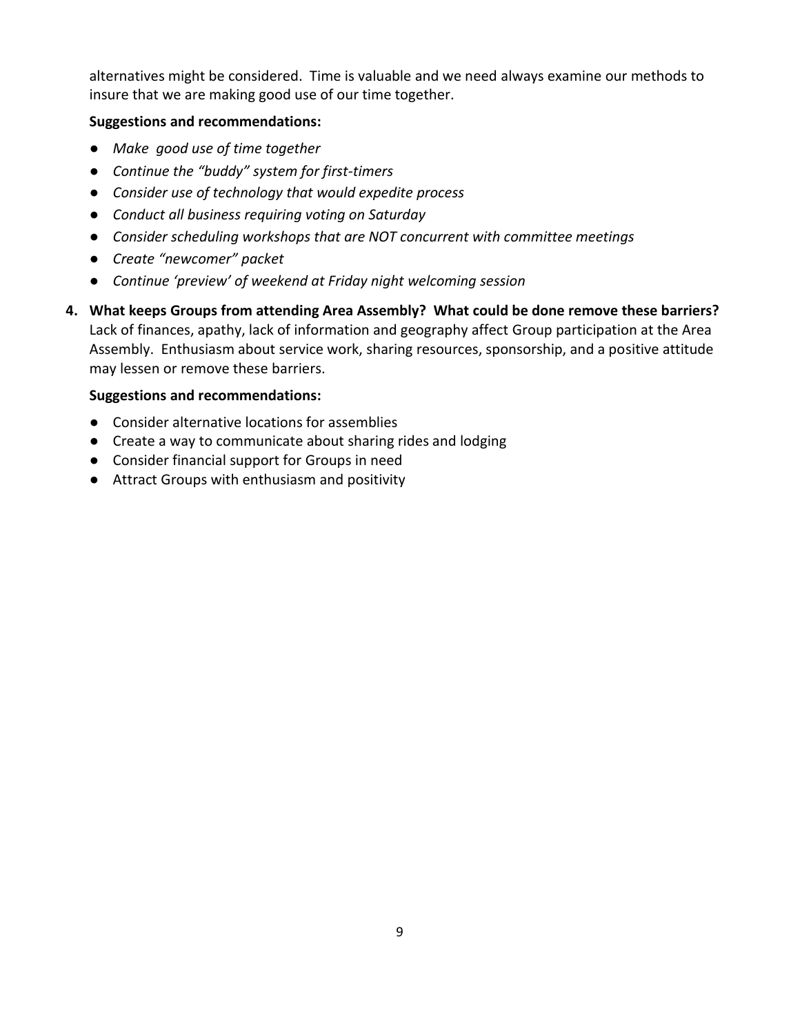alternatives might be considered. Time is valuable and we need always examine our methods to insure that we are making good use of our time together.

**Suggestions and recommendations:**

- *Make good use of time together*
- *Continue the "buddy" system for first-timers*
- *Consider use of technology that would expedite process*
- *Conduct all business requiring voting on Saturday*
- *Consider scheduling workshops that are NOT concurrent with committee meetings*
- *Create "newcomer" packet*
- *Continue 'preview' of weekend at Friday night welcoming session*

**4. What keeps Groups from attending Area Assembly? What could be done remove these barriers?**

Lack of finances, apathy, lack of information and geography affect Group participation at the Area Assembly. Enthusiasm about service work, sharing resources, sponsorship, and a positive attitude may lessen or remove these barriers.

**Suggestions and recommendations:**

- Consider alternative locations for assemblies
- Create a way to communicate about sharing rides and lodging
- Consider financial support for Groups in need
- Attract Groups with enthusiasm and positivity